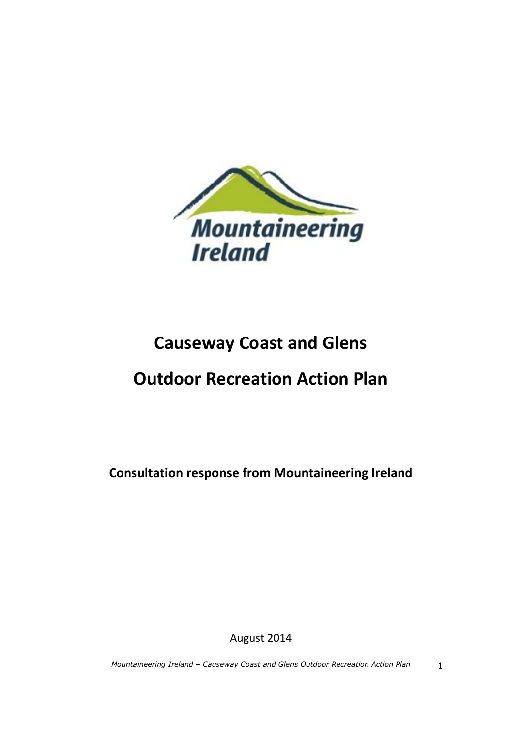# Causeway Coast and Glens

# Outdoor Recreation Action Plan

**Consultation response from Mountaineering Ireland**

August 2014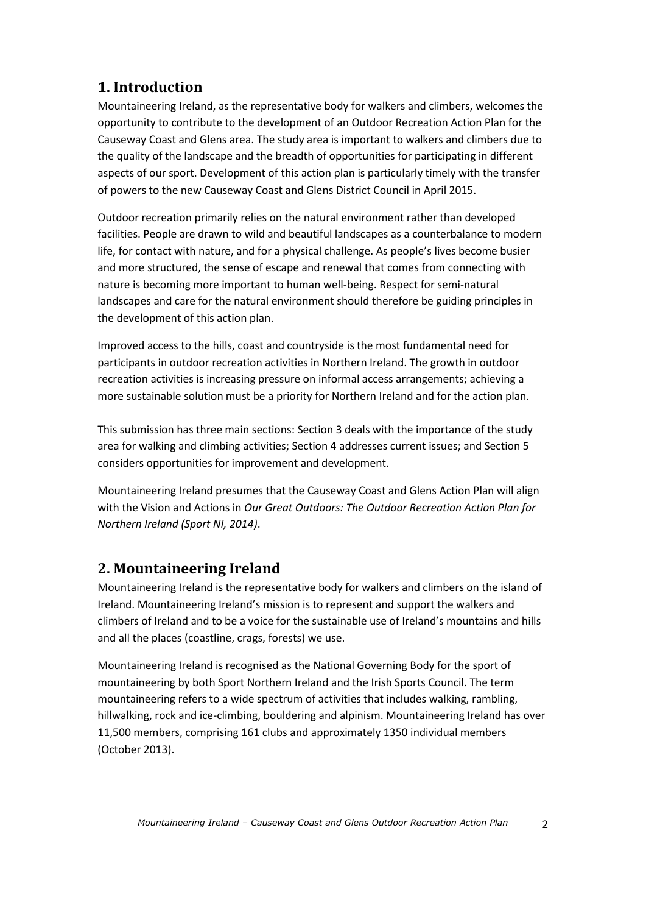## 1. Introduction

Mountaineering Ireland, as the representative body for walkers and climbers, welcomes the opportunity to contribute to the development of an Outdoor Recreation Action Plan for the Causeway Coast and Glens area. The study area is important to walkers and climbers due to the quality of the landscape and the breadth of opportunities for participating in different aspects of our sport. Development of this action plan is particularly timely with the transfer of powers to the new Causeway Coast and Glens District Council in April 2015.

Outdoor recreation primarily relies on the natural environment rather than developed facilities. People are drawn to wild and beautiful landscapes as a counterbalance to modern life, for contact with nature, and for a physical challenge. As people's lives become busier and more structured, the sense of escape and renewal that comes from connecting with nature is becoming more important to human well-being. Respect for semi-natural landscapes and care for the natural environment should therefore be guiding principles in the development of this action plan.

Improved access to the hills, coast and countryside is the most fundamental need for participants in outdoor recreation activities in Northern Ireland. The growth in outdoor recreation activities is increasing pressure on informal access arrangements; achieving a more sustainable solution must be a priority for Northern Ireland and for the action plan.

This submission has three main sections: Section 3 deals with the importance of the study area for walking and climbing activities; Section 4 addresses current issues; and Section 5 considers opportunities for improvement and development.

Mountaineering Ireland presumes that the Causeway Coast and Glens Action Plan will align with the Vision and Actions in *Our Great Outdoors: The Outdoor Recreation Action Plan for Northern Ireland (Sport NI, 2014)*.

## 2. Mountaineering Ireland

Mountaineering Ireland is the representative body for walkers and climbers on the island of Ireland. Mountaineering Ireland's mission is to represent and support the walkers and climbers of Ireland and to be a voice for the sustainable use of Ireland's mountains and hills and all the places (coastline, crags, forests) we use.

Mountaineering Ireland is recognised as the National Governing Body for the sport of mountaineering by both Sport Northern Ireland and the Irish Sports Council. The term mountaineering refers to a wide spectrum of activities that includes walking, rambling, hillwalking, rock and ice-climbing, bouldering and alpinism. Mountaineering Ireland has over 11,500 members, comprising 161 clubs and approximately 1350 individual members (October 2013).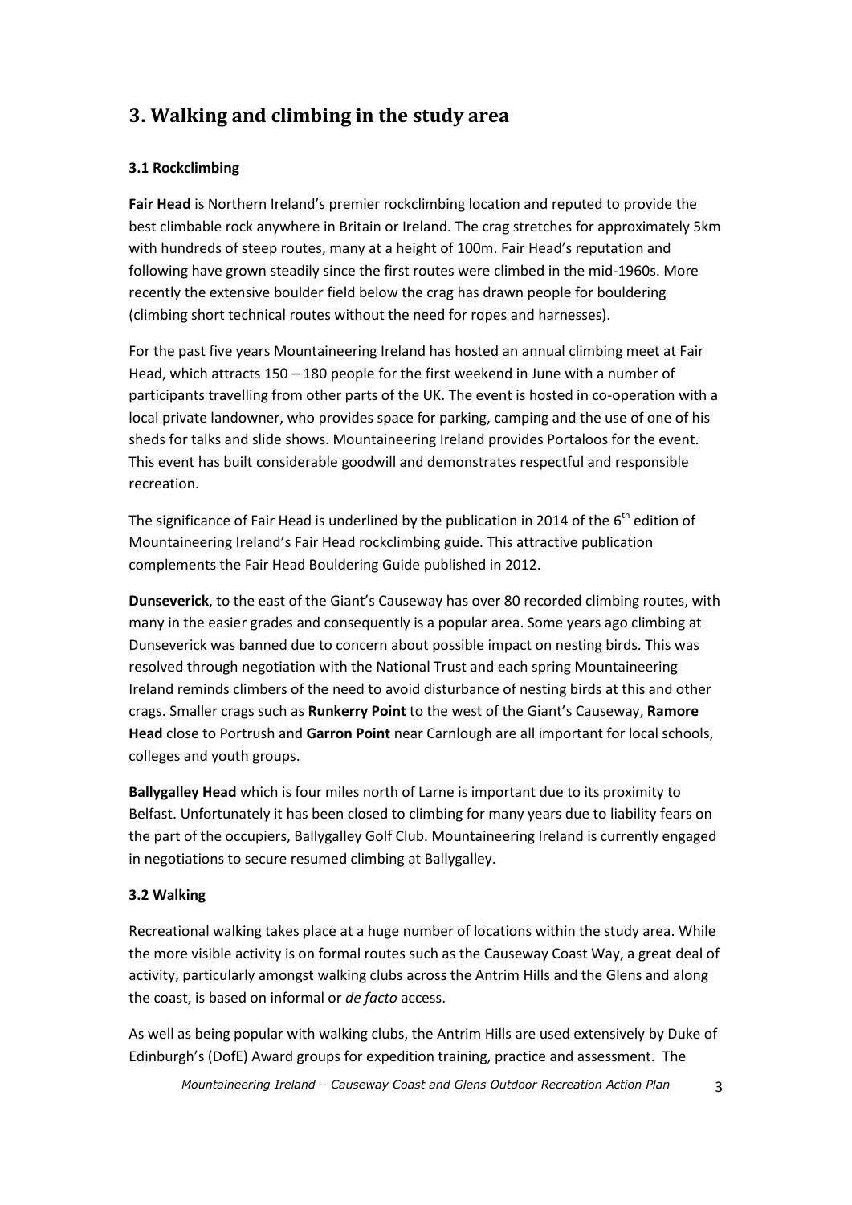## 3. Walking and climbing in the study area

### 3.1 Rockclimbing

**Fair Head** is Northern Ireland's premier rockclimbing location and reputed to provide the best climbable rock anywhere in Britain or Ireland. The crag stretches for approximately 5km with hundreds of steep routes, many at a height of 100m. Fair Head's reputation and following have grown steadily since the first routes were climbed in the mid-1960s. More recently the extensive boulder field below the crag has drawn people for bouldering (climbing short technical routes without the need for ropes and harnesses).

For the past five years Mountaineering Ireland has hosted an annual climbing meet at Fair Head, which attracts 150 – 180 people for the first weekend in June with a number of participants travelling from other parts of the UK. The event is hosted in co-operation with a local private landowner, who provides space for parking, camping and the use of one of his sheds for talks and slide shows. Mountaineering Ireland provides Portaloos for the event. This event has built considerable goodwill and demonstrates respectful and responsible recreation.

The significance of Fair Head is underlined by the publication in 2014 of the 6th edition of Mountaineering Ireland's Fair Head rockclimbing guide. This attractive publication complements the Fair Head Bouldering Guide published in 2012.

**Dunseverick**, to the east of the Giant's Causeway has over 80 recorded climbing routes, with many in the easier grades and consequently is a popular area. Some years ago climbing at Dunseverick was banned due to concern about possible impact on nesting birds. This was resolved through negotiation with the National Trust and each spring Mountaineering Ireland reminds climbers of the need to avoid disturbance of nesting birds at this and other crags. Smaller crags such as **Runkerry Point** to the west of the Giant's Causeway, **Ramore Head** close to Portrush and **Garron Point** near Carnlough are all important for local schools, colleges and youth groups.

**Ballygalley Head** which is four miles north of Larne is important due to its proximity to Belfast. Unfortunately it has been closed to climbing for many years due to liability fears on the part of the occupiers, Ballygalley Golf Club. Mountaineering Ireland is currently engaged in negotiations to secure resumed climbing at Ballygalley.

### 3.2 Walking

Recreational walking takes place at a huge number of locations within the study area. While the more visible activity is on formal routes such as the Causeway Coast Way, a great deal of activity, particularly amongst walking clubs across the Antrim Hills and the Glens and along the coast, is based on informal or *de facto* access.

As well as being popular with walking clubs, the Antrim Hills are used extensively by Duke of Edinburgh's (DofE) Award groups for expedition training, practice and assessment. The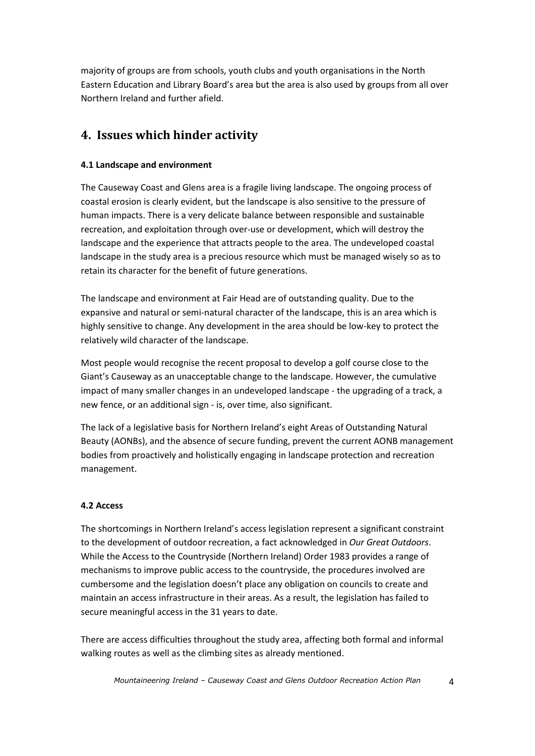majority of groups are from schools, youth clubs and youth organisations in the North Eastern Education and Library Board's area but the area is also used by groups from all over Northern Ireland and further afield.

## 4. Issues which hinder activity

### 4.1 Landscape and environment

The Causeway Coast and Glens area is a fragile living landscape. The ongoing process of coastal erosion is clearly evident, but the landscape is also sensitive to the pressure of human impacts. There is a very delicate balance between responsible and sustainable recreation, and exploitation through over-use or development, which will destroy the landscape and the experience that attracts people to the area. The undeveloped coastal landscape in the study area is a precious resource which must be managed wisely so as to retain its character for the benefit of future generations.

The landscape and environment at Fair Head are of outstanding quality. Due to the expansive and natural or semi-natural character of the landscape, this is an area which is highly sensitive to change. Any development in the area should be low-key to protect the relatively wild character of the landscape.

Most people would recognise the recent proposal to develop a golf course close to the Giant's Causeway as an unacceptable change to the landscape. However, the cumulative impact of many smaller changes in an undeveloped landscape - the upgrading of a track, a new fence, or an additional sign - is, over time, also significant.

The lack of a legislative basis for Northern Ireland's eight Areas of Outstanding Natural Beauty (AONBs), and the absence of secure funding, prevent the current AONB management bodies from proactively and holistically engaging in landscape protection and recreation management.

### 4.2 Access

The shortcomings in Northern Ireland's access legislation represent a significant constraint to the development of outdoor recreation, a fact acknowledged in *Our Great Outdoors*. While the Access to the Countryside (Northern Ireland) Order 1983 provides a range of mechanisms to improve public access to the countryside, the procedures involved are cumbersome and the legislation doesn't place any obligation on councils to create and maintain an access infrastructure in their areas. As a result, the legislation has failed to secure meaningful access in the 31 years to date.

There are access difficulties throughout the study area, affecting both formal and informal walking routes as well as the climbing sites as already mentioned.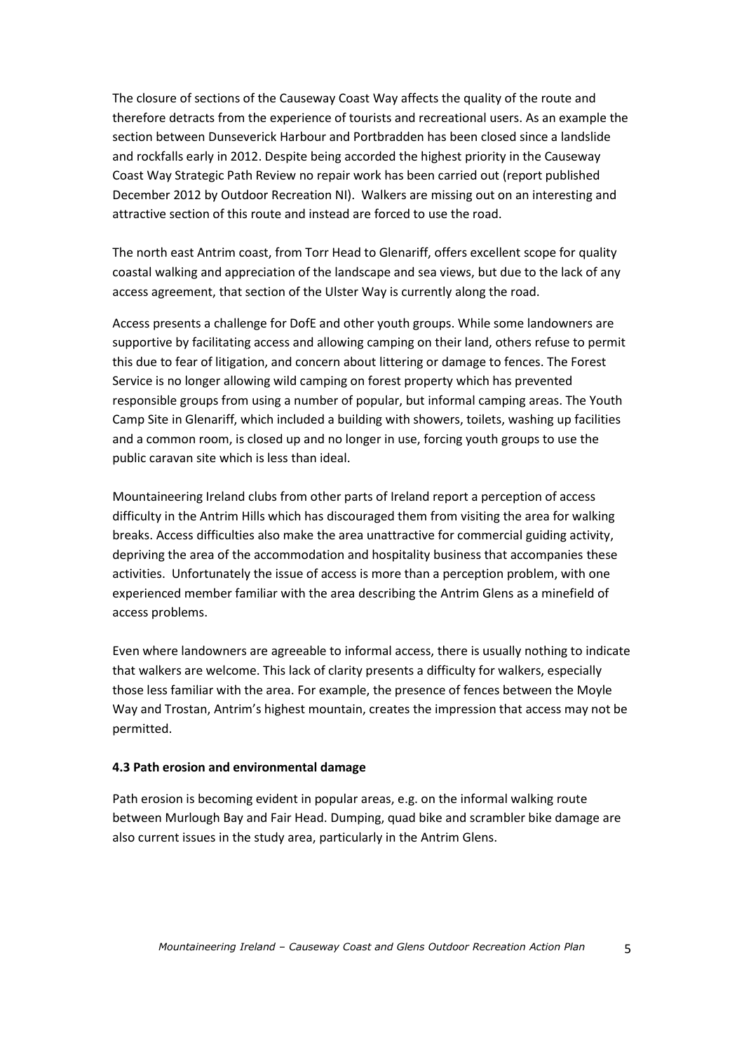The closure of sections of the Causeway Coast Way affects the quality of the route and therefore detracts from the experience of tourists and recreational users. As an example the section between Dunseverick Harbour and Portbradden has been closed since a landslide and rockfalls early in 2012. Despite being accorded the highest priority in the Causeway Coast Way Strategic Path Review no repair work has been carried out (report published December 2012 by Outdoor Recreation NI). Walkers are missing out on an interesting and attractive section of this route and instead are forced to use the road.

The north east Antrim coast, from Torr Head to Glenariff, offers excellent scope for quality coastal walking and appreciation of the landscape and sea views, but due to the lack of any access agreement, that section of the Ulster Way is currently along the road.

Access presents a challenge for DofE and other youth groups. While some landowners are supportive by facilitating access and allowing camping on their land, others refuse to permit this due to fear of litigation, and concern about littering or damage to fences. The Forest Service is no longer allowing wild camping on forest property which has prevented responsible groups from using a number of popular, but informal camping areas. The Youth Camp Site in Glenariff, which included a building with showers, toilets, washing up facilities and a common room, is closed up and no longer in use, forcing youth groups to use the public caravan site which is less than ideal.

Mountaineering Ireland clubs from other parts of Ireland report a perception of access difficulty in the Antrim Hills which has discouraged them from visiting the area for walking breaks. Access difficulties also make the area unattractive for commercial guiding activity, depriving the area of the accommodation and hospitality business that accompanies these activities. Unfortunately the issue of access is more than a perception problem, with one experienced member familiar with the area describing the Antrim Glens as a minefield of access problems.

Even where landowners are agreeable to informal access, there is usually nothing to indicate that walkers are welcome. This lack of clarity presents a difficulty for walkers, especially those less familiar with the area. For example, the presence of fences between the Moyle Way and Trostan, Antrim's highest mountain, creates the impression that access may not be permitted.

#### 4.3 Path erosion and environmental damage

Path erosion is becoming evident in popular areas, e.g. on the informal walking route between Murlough Bay and Fair Head. Dumping, quad bike and scrambler bike damage are also current issues in the study area, particularly in the Antrim Glens.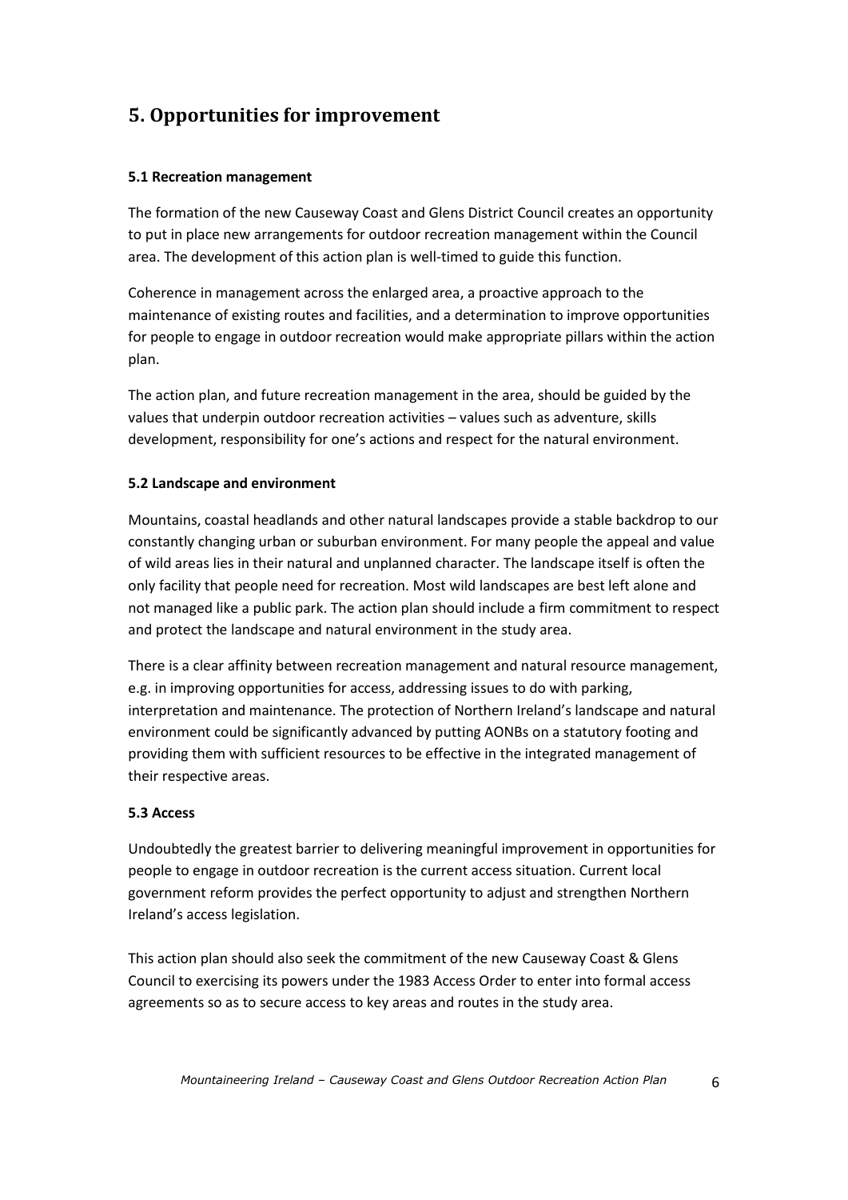## 5. Opportunities for improvement

### 5.1 Recreation management

The formation of the new Causeway Coast and Glens District Council creates an opportunity to put in place new arrangements for outdoor recreation management within the Council area. The development of this action plan is well-timed to guide this function.

Coherence in management across the enlarged area, a proactive approach to the maintenance of existing routes and facilities, and a determination to improve opportunities for people to engage in outdoor recreation would make appropriate pillars within the action plan.

The action plan, and future recreation management in the area, should be guided by the values that underpin outdoor recreation activities – values such as adventure, skills development, responsibility for one's actions and respect for the natural environment.

### 5.2 Landscape and environment

Mountains, coastal headlands and other natural landscapes provide a stable backdrop to our constantly changing urban or suburban environment. For many people the appeal and value of wild areas lies in their natural and unplanned character. The landscape itself is often the only facility that people need for recreation. Most wild landscapes are best left alone and not managed like a public park. The action plan should include a firm commitment to respect and protect the landscape and natural environment in the study area.

There is a clear affinity between recreation management and natural resource management, e.g. in improving opportunities for access, addressing issues to do with parking, interpretation and maintenance. The protection of Northern Ireland's landscape and natural environment could be significantly advanced by putting AONBs on a statutory footing and providing them with sufficient resources to be effective in the integrated management of their respective areas.

### 5.3 Access

Undoubtedly the greatest barrier to delivering meaningful improvement in opportunities for people to engage in outdoor recreation is the current access situation. Current local government reform provides the perfect opportunity to adjust and strengthen Northern Ireland's access legislation.

This action plan should also seek the commitment of the new Causeway Coast & Glens Council to exercising its powers under the 1983 Access Order to enter into formal access agreements so as to secure access to key areas and routes in the study area.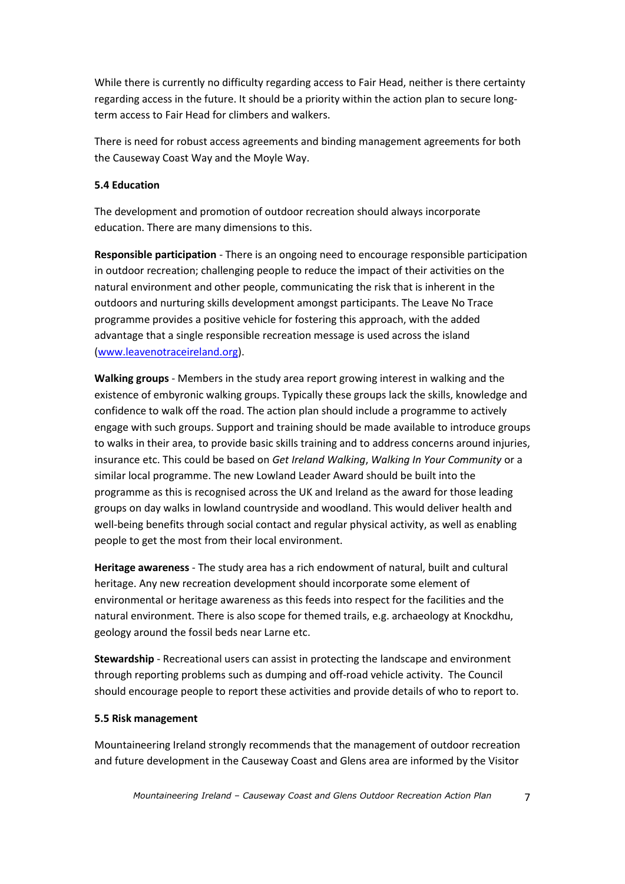While there is currently no difficulty regarding access to Fair Head, neither is there certainty regarding access in the future. It should be a priority within the action plan to secure long-term access to Fair Head for climbers and walkers.

There is need for robust access agreements and binding management agreements for both the Causeway Coast Way and the Moyle Way.

### 5.4 Education

The development and promotion of outdoor recreation should always incorporate education. There are many dimensions to this.

**Responsible participation** - There is an ongoing need to encourage responsible participation in outdoor recreation; challenging people to reduce the impact of their activities on the natural environment and other people, communicating the risk that is inherent in the outdoors and nurturing skills development amongst participants. The Leave No Trace programme provides a positive vehicle for fostering this approach, with the added advantage that a single responsible recreation message is used across the island (www.leavenotraceireland.org).

**Walking groups** - Members in the study area report growing interest in walking and the existence of embyronic walking groups. Typically these groups lack the skills, knowledge and confidence to walk off the road. The action plan should include a programme to actively engage with such groups. Support and training should be made available to introduce groups to walks in their area, to provide basic skills training and to address concerns around injuries, insurance etc. This could be based on *Get Ireland Walking*, *Walking In Your Community* or a similar local programme. The new Lowland Leader Award should be built into the programme as this is recognised across the UK and Ireland as the award for those leading groups on day walks in lowland countryside and woodland. This would deliver health and well-being benefits through social contact and regular physical activity, as well as enabling people to get the most from their local environment.

**Heritage awareness** - The study area has a rich endowment of natural, built and cultural heritage. Any new recreation development should incorporate some element of environmental or heritage awareness as this feeds into respect for the facilities and the natural environment. There is also scope for themed trails, e.g. archaeology at Knockdhu, geology around the fossil beds near Larne etc.

**Stewardship** - Recreational users can assist in protecting the landscape and environment through reporting problems such as dumping and off-road vehicle activity. The Council should encourage people to report these activities and provide details of who to report to.

### 5.5 Risk management

Mountaineering Ireland strongly recommends that the management of outdoor recreation and future development in the Causeway Coast and Glens area are informed by the Visitor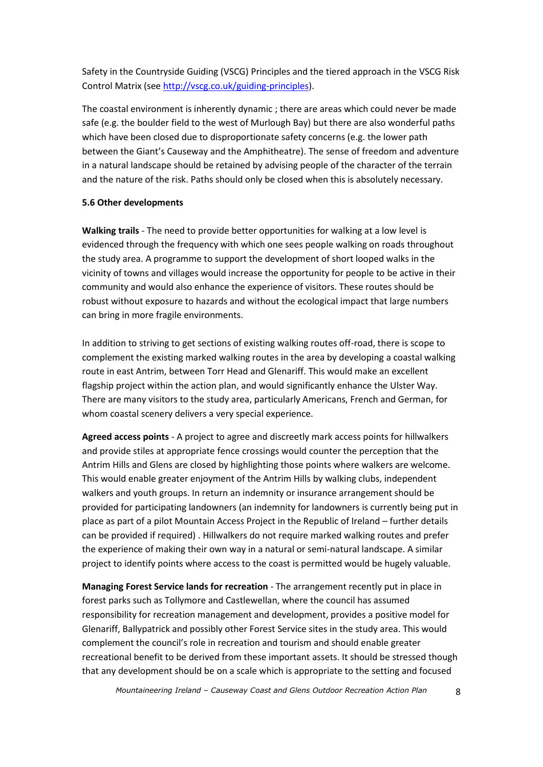Safety in the Countryside Guiding (VSCG) Principles and the tiered approach in the VSCG Risk Control Matrix (see http://vscg.co.uk/guiding-principles).

The coastal environment is inherently dynamic ; there are areas which could never be made safe (e.g. the boulder field to the west of Murlough Bay) but there are also wonderful paths which have been closed due to disproportionate safety concerns (e.g. the lower path between the Giant's Causeway and the Amphitheatre). The sense of freedom and adventure in a natural landscape should be retained by advising people of the character of the terrain and the nature of the risk. Paths should only be closed when this is absolutely necessary.

**5.6 Other developments**

**Walking trails** - The need to provide better opportunities for walking at a low level is evidenced through the frequency with which one sees people walking on roads throughout the study area. A programme to support the development of short looped walks in the vicinity of towns and villages would increase the opportunity for people to be active in their community and would also enhance the experience of visitors. These routes should be robust without exposure to hazards and without the ecological impact that large numbers can bring in more fragile environments.

In addition to striving to get sections of existing walking routes off-road, there is scope to complement the existing marked walking routes in the area by developing a coastal walking route in east Antrim, between Torr Head and Glenariff. This would make an excellent flagship project within the action plan, and would significantly enhance the Ulster Way. There are many visitors to the study area, particularly Americans, French and German, for whom coastal scenery delivers a very special experience.

**Agreed access points** - A project to agree and discreetly mark access points for hillwalkers and provide stiles at appropriate fence crossings would counter the perception that the Antrim Hills and Glens are closed by highlighting those points where walkers are welcome. This would enable greater enjoyment of the Antrim Hills by walking clubs, independent walkers and youth groups. In return an indemnity or insurance arrangement should be provided for participating landowners (an indemnity for landowners is currently being put in place as part of a pilot Mountain Access Project in the Republic of Ireland – further details can be provided if required) . Hillwalkers do not require marked walking routes and prefer the experience of making their own way in a natural or semi-natural landscape. A similar project to identify points where access to the coast is permitted would be hugely valuable.

**Managing Forest Service lands for recreation** - The arrangement recently put in place in forest parks such as Tollymore and Castlewellan, where the council has assumed responsibility for recreation management and development, provides a positive model for Glenariff, Ballypatrick and possibly other Forest Service sites in the study area. This would complement the council's role in recreation and tourism and should enable greater recreational benefit to be derived from these important assets. It should be stressed though that any development should be on a scale which is appropriate to the setting and focused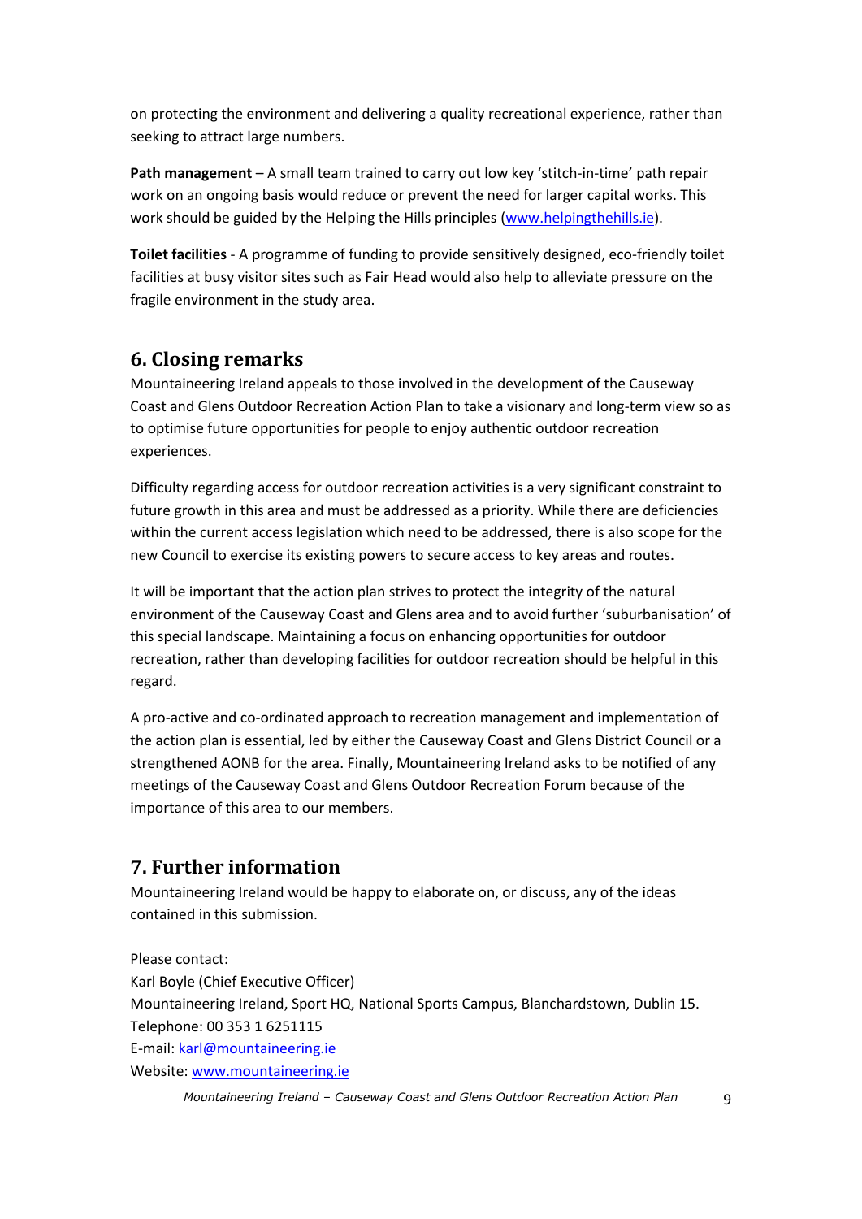on protecting the environment and delivering a quality recreational experience, rather than seeking to attract large numbers.

**Path management** – A small team trained to carry out low key 'stitch-in-time' path repair work on an ongoing basis would reduce or prevent the need for larger capital works. This work should be guided by the Helping the Hills principles (www.helpingthehills.ie).

**Toilet facilities** - A programme of funding to provide sensitively designed, eco-friendly toilet facilities at busy visitor sites such as Fair Head would also help to alleviate pressure on the fragile environment in the study area.

## 6. Closing remarks

Mountaineering Ireland appeals to those involved in the development of the Causeway Coast and Glens Outdoor Recreation Action Plan to take a visionary and long-term view so as to optimise future opportunities for people to enjoy authentic outdoor recreation experiences.

Difficulty regarding access for outdoor recreation activities is a very significant constraint to future growth in this area and must be addressed as a priority. While there are deficiencies within the current access legislation which need to be addressed, there is also scope for the new Council to exercise its existing powers to secure access to key areas and routes.

It will be important that the action plan strives to protect the integrity of the natural environment of the Causeway Coast and Glens area and to avoid further 'suburbanisation' of this special landscape. Maintaining a focus on enhancing opportunities for outdoor recreation, rather than developing facilities for outdoor recreation should be helpful in this regard.

A pro-active and co-ordinated approach to recreation management and implementation of the action plan is essential, led by either the Causeway Coast and Glens District Council or a strengthened AONB for the area. Finally, Mountaineering Ireland asks to be notified of any meetings of the Causeway Coast and Glens Outdoor Recreation Forum because of the importance of this area to our members.

## 7. Further information

Mountaineering Ireland would be happy to elaborate on, or discuss, any of the ideas contained in this submission.

Please contact:
Karl Boyle (Chief Executive Officer)
Mountaineering Ireland, Sport HQ, National Sports Campus, Blanchardstown, Dublin 15.
Telephone: 00 353 1 6251115
E-mail: karl@mountaineering.ie
Website: www.mountaineering.ie